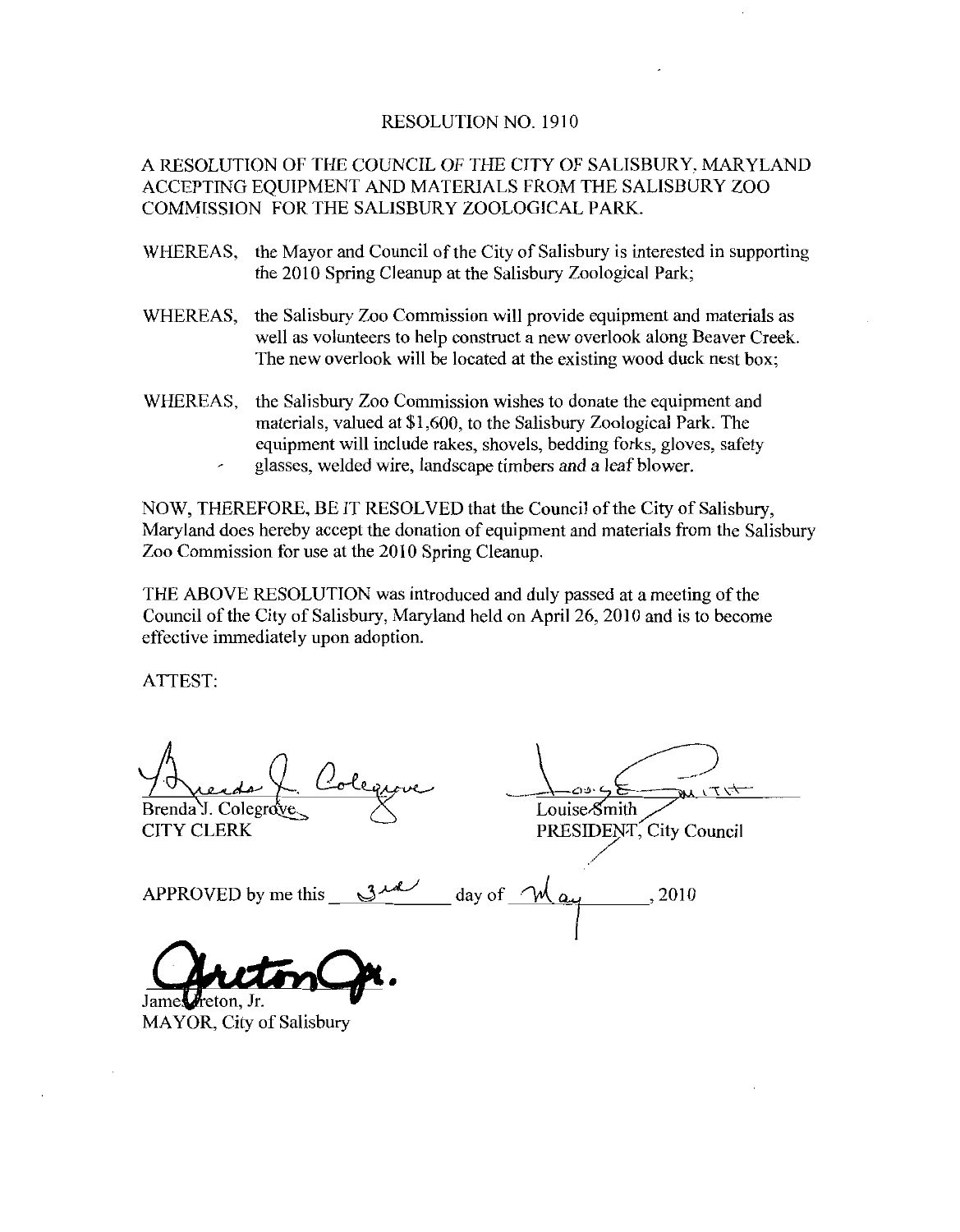# RESOLUTION NO. 1910

A RESOLUTION OF THE COUNCIL OF THE CITY OF SALISBURY, MARYLAND ACCEPTING EQUIPMENT AND MATERIALS FROM THE SALISBURY ZOO COMMISSION FOR THE SALISBURY ZOOLOGICAL PARK.

WHEREAS, the Mayor and Council of the City of Salisbury is interested in supporting the 2010 Spring Cleanup at the Salisbury Zoological Park;

WHEREAS, the Salisbury Zoo Commission will provide equipment and materials as well as volunteers to help construct a new overlook along Beaver Creek. The new overlook will be located at the existing wood duck nest box;

WHEREAS, the Salisbury Zoo Commission wishes to donate the equipment and materials, valued at $1,600, to the Salisbury Zoological Park. The equipment will include rakes, shovels, bedding forks, gloves, safety glasses, welded wire, landscape timbers and a leaf blower.

NOW, THEREFORE, BE IT RESOLVED that the Council of the City of Salisbury, Maryland does hereby accept the donation of equipment and materials from the Salisbury Zoo Commission for use at the 2010 Spring Cleanup.

THE ABOVE RESOLUTION was introduced and duly passed at a meeting of the Council of the City of Salisbury, Maryland held on April 26, 2010 and is to become effective immediately upon adoption.

ATTEST:

Brenda J. Colegrove
CITY CLERK

Louise Smith
PRESIDENT, City Council

APPROVED by me this 3rd day of May, 2010

James Ireton, Jr.
MAYOR, City of Salisbury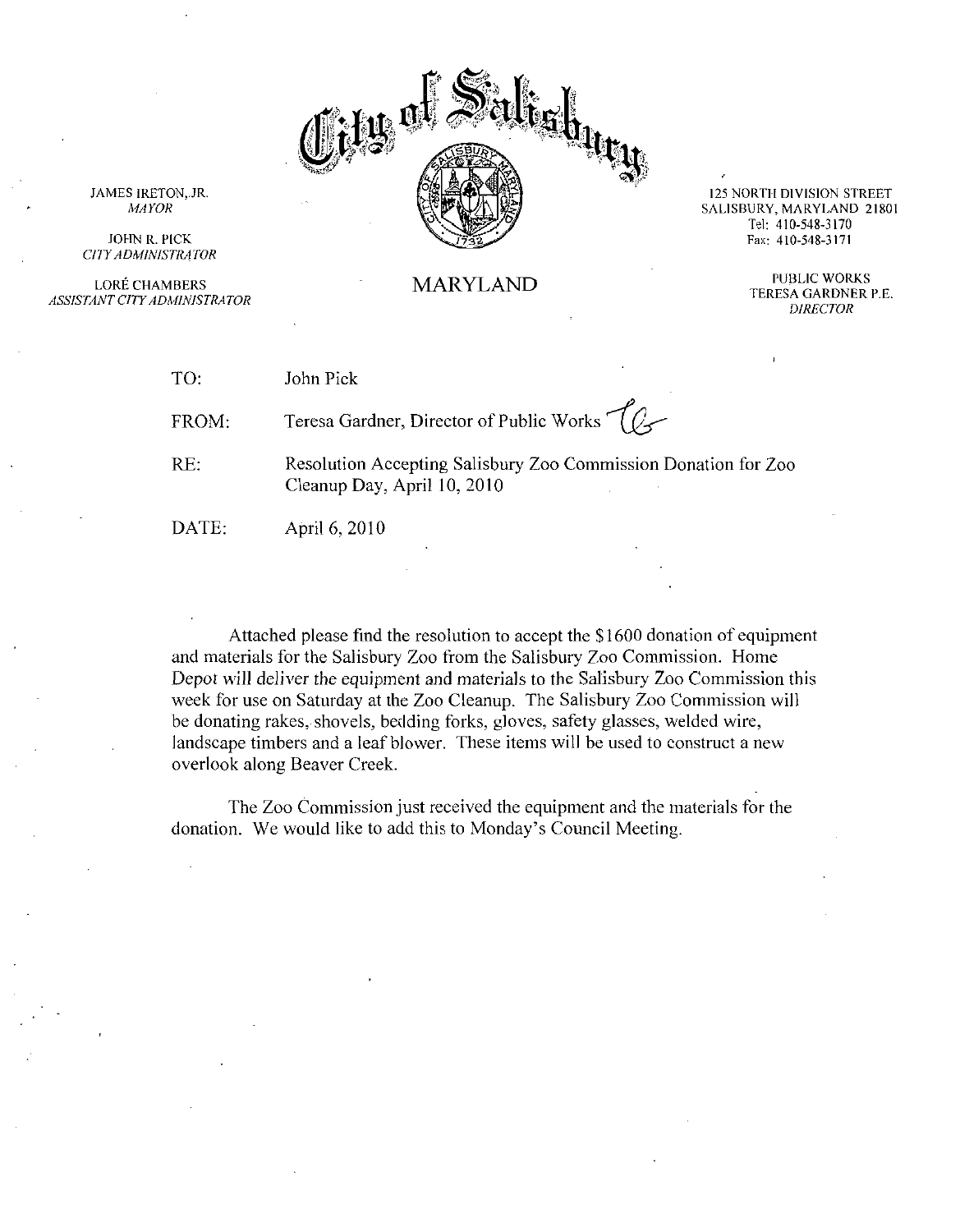# City of Salisbury

JAMES IRETON, JR.
*MAYOR*

JOHN R. PICK
*CITY ADMINISTRATOR*

LORÉ CHAMBERS
*ASSISTANT CITY ADMINISTRATOR*

MARYLAND

125 NORTH DIVISION STREET
SALISBURY, MARYLAND 21801
Tel: 410-548-3170
Fax: 410-548-3171

PUBLIC WORKS
TERESA GARDNER P.E.
*DIRECTOR*

| | |
|---|---|
| TO: | John Pick |
| FROM: | Teresa Gardner, Director of Public Works |
| RE: | Resolution Accepting Salisbury Zoo Commission Donation for Zoo Cleanup Day, April 10, 2010 |
| DATE: | April 6, 2010 |

Attached please find the resolution to accept the $1600 donation of equipment and materials for the Salisbury Zoo from the Salisbury Zoo Commission. Home Depot will deliver the equipment and materials to the Salisbury Zoo Commission this week for use on Saturday at the Zoo Cleanup. The Salisbury Zoo Commission will be donating rakes, shovels, bedding forks, gloves, safety glasses, welded wire, landscape timbers and a leaf blower. These items will be used to construct a new overlook along Beaver Creek.

The Zoo Commission just received the equipment and the materials for the donation. We would like to add this to Monday's Council Meeting.